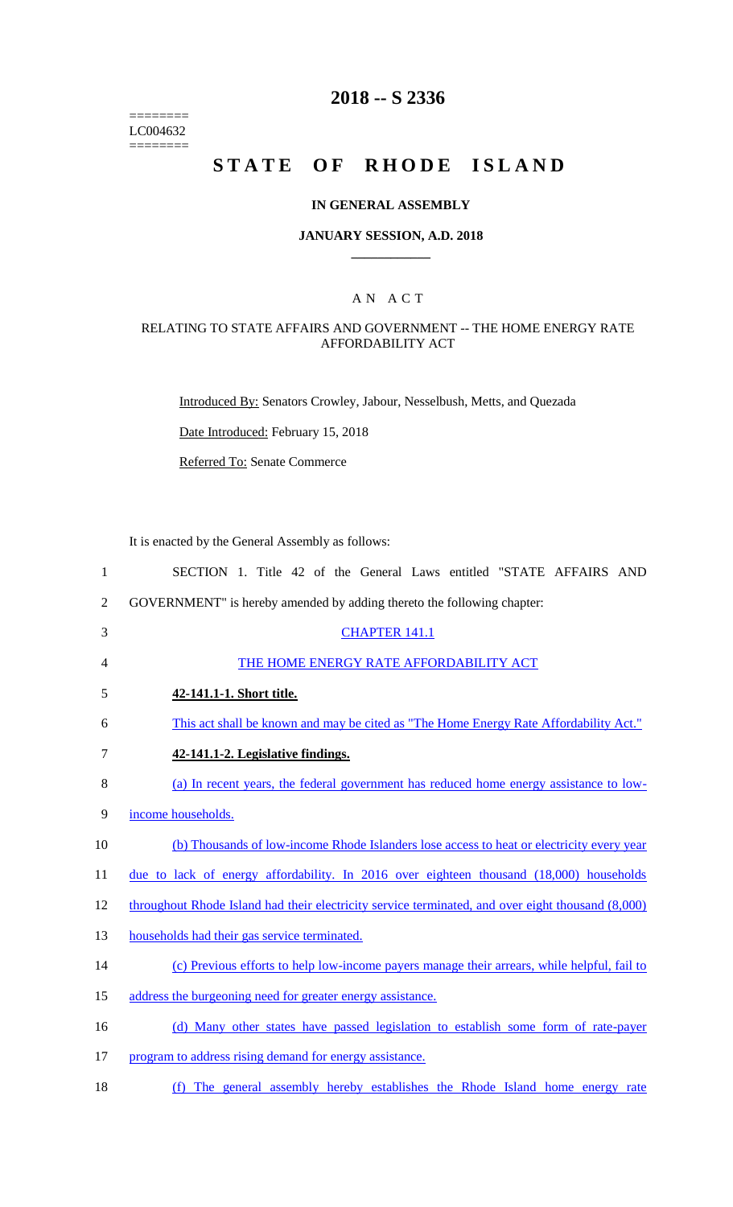# 2018 -- S 2336

LC004632

# STATE OF RHODE ISLAND

## IN GENERAL ASSEMBLY

## JANUARY SESSION, A.D. 2018

### A N A C T

### RELATING TO STATE AFFAIRS AND GOVERNMENT -- THE HOME ENERGY RATE AFFORDABILITY ACT

Introduced By: Senators Crowley, Jabour, Nesselbush, Metts, and Quezada

Date Introduced: February 15, 2018

Referred To: Senate Commerce

It is enacted by the General Assembly as follows:

SECTION 1. Title 42 of the General Laws entitled "STATE AFFAIRS AND GOVERNMENT" is hereby amended by adding thereto the following chapter:

CHAPTER 141.1

THE HOME ENERGY RATE AFFORDABILITY ACT

**42-141.1-1. Short title.**

This act shall be known and may be cited as "The Home Energy Rate Affordability Act."

**42-141.1-2. Legislative findings.**

(a) In recent years, the federal government has reduced home energy assistance to low-income households.

(b) Thousands of low-income Rhode Islanders lose access to heat or electricity every year due to lack of energy affordability. In 2016 over eighteen thousand (18,000) households throughout Rhode Island had their electricity service terminated, and over eight thousand (8,000) households had their gas service terminated.

(c) Previous efforts to help low-income payers manage their arrears, while helpful, fail to address the burgeoning need for greater energy assistance.

(d) Many other states have passed legislation to establish some form of rate-payer program to address rising demand for energy assistance.

(f) The general assembly hereby establishes the Rhode Island home energy rate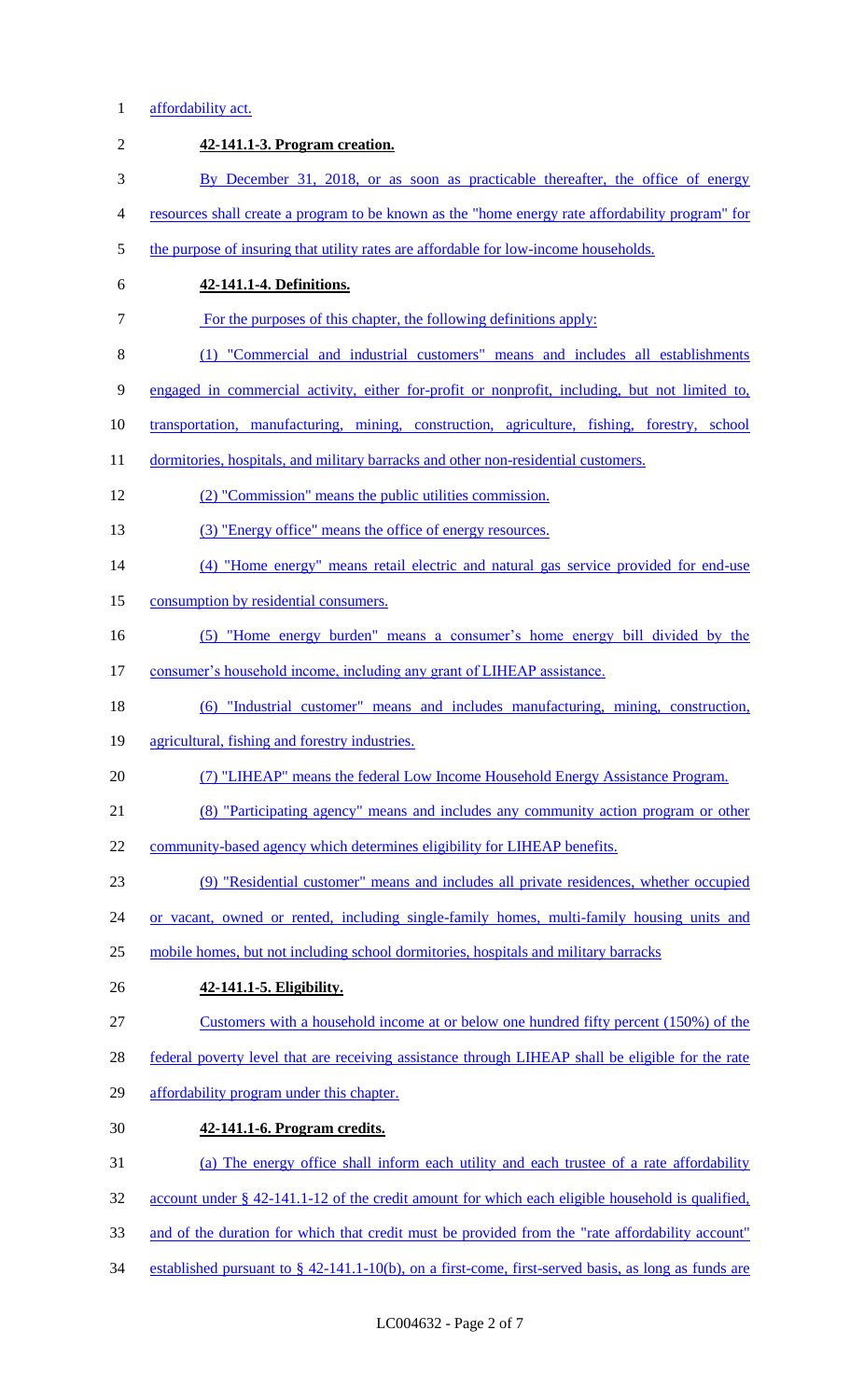affordability act.

**42-141.1-3. Program creation.**

By December 31, 2018, or as soon as practicable thereafter, the office of energy resources shall create a program to be known as the "home energy rate affordability program" for the purpose of insuring that utility rates are affordable for low-income households.

**42-141.1-4. Definitions.**

For the purposes of this chapter, the following definitions apply:

(1) "Commercial and industrial customers" means and includes all establishments engaged in commercial activity, either for-profit or nonprofit, including, but not limited to, transportation, manufacturing, mining, construction, agriculture, fishing, forestry, school dormitories, hospitals, and military barracks and other non-residential customers.

(2) "Commission" means the public utilities commission.

(3) "Energy office" means the office of energy resources.

(4) "Home energy" means retail electric and natural gas service provided for end-use consumption by residential consumers.

(5) "Home energy burden" means a consumer's home energy bill divided by the consumer's household income, including any grant of LIHEAP assistance.

(6) "Industrial customer" means and includes manufacturing, mining, construction, agricultural, fishing and forestry industries.

(7) "LIHEAP" means the federal Low Income Household Energy Assistance Program.

(8) "Participating agency" means and includes any community action program or other community-based agency which determines eligibility for LIHEAP benefits.

(9) "Residential customer" means and includes all private residences, whether occupied or vacant, owned or rented, including single-family homes, multi-family housing units and mobile homes, but not including school dormitories, hospitals and military barracks

**42-141.1-5. Eligibility.**

Customers with a household income at or below one hundred fifty percent (150%) of the federal poverty level that are receiving assistance through LIHEAP shall be eligible for the rate affordability program under this chapter.

**42-141.1-6. Program credits.**

(a) The energy office shall inform each utility and each trustee of a rate affordability account under § 42-141.1-12 of the credit amount for which each eligible household is qualified, and of the duration for which that credit must be provided from the "rate affordability account" established pursuant to § 42-141.1-10(b), on a first-come, first-served basis, as long as funds are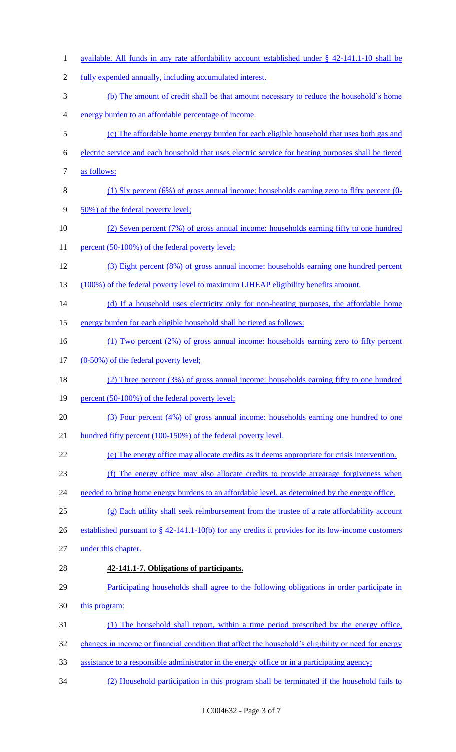available. All funds in any rate affordability account established under § 42-141.1-10 shall be fully expended annually, including accumulated interest.

(b) The amount of credit shall be that amount necessary to reduce the household's home energy burden to an affordable percentage of income.

(c) The affordable home energy burden for each eligible household that uses both gas and electric service and each household that uses electric service for heating purposes shall be tiered as follows:

(1) Six percent (6%) of gross annual income: households earning zero to fifty percent (0-50%) of the federal poverty level;

(2) Seven percent (7%) of gross annual income: households earning fifty to one hundred percent (50-100%) of the federal poverty level;

(3) Eight percent (8%) of gross annual income: households earning one hundred percent (100%) of the federal poverty level to maximum LIHEAP eligibility benefits amount.

(d) If a household uses electricity only for non-heating purposes, the affordable home energy burden for each eligible household shall be tiered as follows:

(1) Two percent (2%) of gross annual income: households earning zero to fifty percent (0-50%) of the federal poverty level;

(2) Three percent (3%) of gross annual income: households earning fifty to one hundred percent (50-100%) of the federal poverty level;

(3) Four percent (4%) of gross annual income: households earning one hundred to one hundred fifty percent (100-150%) of the federal poverty level.

(e) The energy office may allocate credits as it deems appropriate for crisis intervention.

(f) The energy office may also allocate credits to provide arrearage forgiveness when needed to bring home energy burdens to an affordable level, as determined by the energy office.

(g) Each utility shall seek reimbursement from the trustee of a rate affordability account established pursuant to § 42-141.1-10(b) for any credits it provides for its low-income customers under this chapter.

**42-141.1-7. Obligations of participants.**

Participating households shall agree to the following obligations in order participate in this program:

(1) The household shall report, within a time period prescribed by the energy office, changes in income or financial condition that affect the household's eligibility or need for energy assistance to a responsible administrator in the energy office or in a participating agency;

(2) Household participation in this program shall be terminated if the household fails to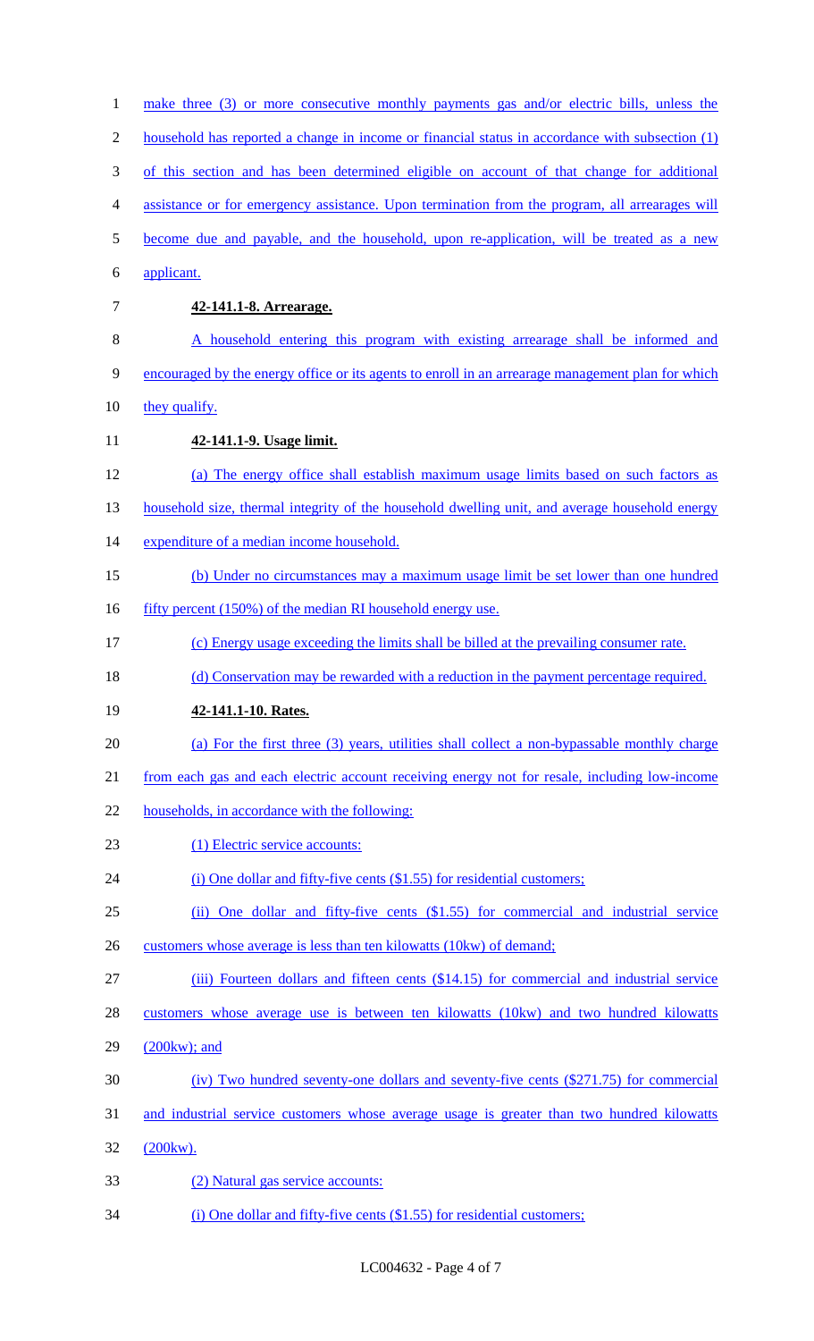make three (3) or more consecutive monthly payments gas and/or electric bills, unless the household has reported a change in income or financial status in accordance with subsection (1) of this section and has been determined eligible on account of that change for additional assistance or for emergency assistance. Upon termination from the program, all arrearages will become due and payable, and the household, upon re-application, will be treated as a new applicant.

**42-141.1-8. Arrearage.**

A household entering this program with existing arrearage shall be informed and encouraged by the energy office or its agents to enroll in an arrearage management plan for which they qualify.

**42-141.1-9. Usage limit.**

(a) The energy office shall establish maximum usage limits based on such factors as household size, thermal integrity of the household dwelling unit, and average household energy expenditure of a median income household.

(b) Under no circumstances may a maximum usage limit be set lower than one hundred fifty percent (150%) of the median RI household energy use.

(c) Energy usage exceeding the limits shall be billed at the prevailing consumer rate.

(d) Conservation may be rewarded with a reduction in the payment percentage required.

**42-141.1-10. Rates.**

(a) For the first three (3) years, utilities shall collect a non-bypassable monthly charge from each gas and each electric account receiving energy not for resale, including low-income households, in accordance with the following:

(1) Electric service accounts:

(i) One dollar and fifty-five cents ($1.55) for residential customers;

(ii) One dollar and fifty-five cents ($1.55) for commercial and industrial service customers whose average is less than ten kilowatts (10kw) of demand;

(iii) Fourteen dollars and fifteen cents ($14.15) for commercial and industrial service customers whose average use is between ten kilowatts (10kw) and two hundred kilowatts (200kw); and

(iv) Two hundred seventy-one dollars and seventy-five cents ($271.75) for commercial and industrial service customers whose average usage is greater than two hundred kilowatts (200kw).

(2) Natural gas service accounts:

(i) One dollar and fifty-five cents ($1.55) for residential customers;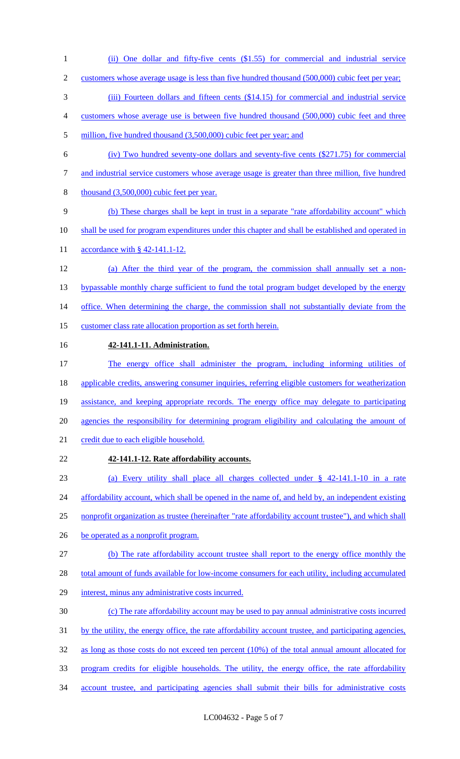(ii) One dollar and fifty-five cents ($1.55) for commercial and industrial service customers whose average usage is less than five hundred thousand (500,000) cubic feet per year;

(iii) Fourteen dollars and fifteen cents ($14.15) for commercial and industrial service customers whose average use is between five hundred thousand (500,000) cubic feet and three million, five hundred thousand (3,500,000) cubic feet per year; and

(iv) Two hundred seventy-one dollars and seventy-five cents ($271.75) for commercial and industrial service customers whose average usage is greater than three million, five hundred thousand (3,500,000) cubic feet per year.

(b) These charges shall be kept in trust in a separate "rate affordability account" which shall be used for program expenditures under this chapter and shall be established and operated in accordance with § 42-141.1-12.

(a) After the third year of the program, the commission shall annually set a non-bypassable monthly charge sufficient to fund the total program budget developed by the energy office. When determining the charge, the commission shall not substantially deviate from the customer class rate allocation proportion as set forth herein.

**42-141.1-11. Administration.**

The energy office shall administer the program, including informing utilities of applicable credits, answering consumer inquiries, referring eligible customers for weatherization assistance, and keeping appropriate records. The energy office may delegate to participating agencies the responsibility for determining program eligibility and calculating the amount of credit due to each eligible household.

**42-141.1-12. Rate affordability accounts.**

(a) Every utility shall place all charges collected under § 42-141.1-10 in a rate affordability account, which shall be opened in the name of, and held by, an independent existing nonprofit organization as trustee (hereinafter "rate affordability account trustee"), and which shall be operated as a nonprofit program.

(b) The rate affordability account trustee shall report to the energy office monthly the total amount of funds available for low-income consumers for each utility, including accumulated interest, minus any administrative costs incurred.

(c) The rate affordability account may be used to pay annual administrative costs incurred by the utility, the energy office, the rate affordability account trustee, and participating agencies, as long as those costs do not exceed ten percent (10%) of the total annual amount allocated for program credits for eligible households. The utility, the energy office, the rate affordability account trustee, and participating agencies shall submit their bills for administrative costs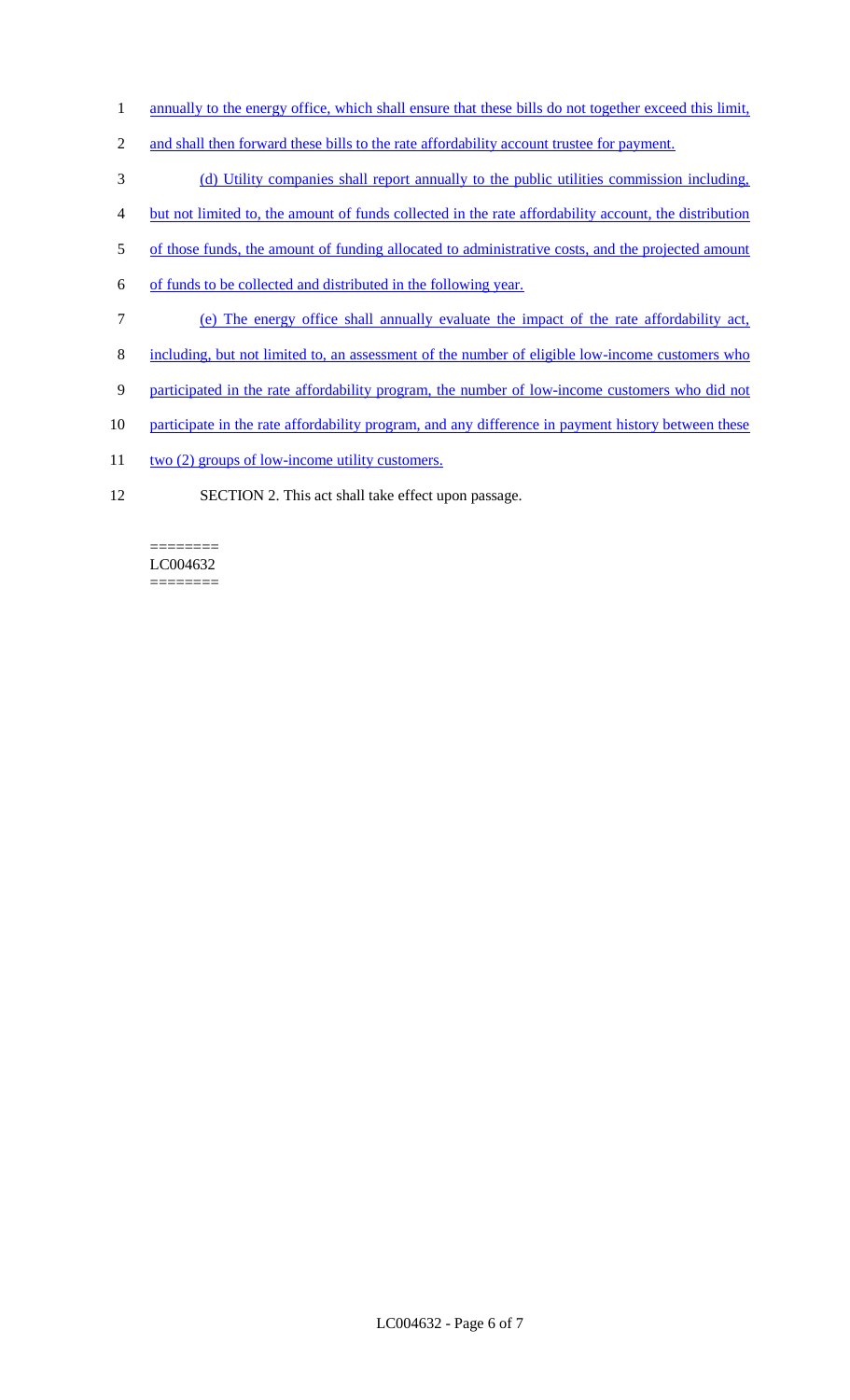annually to the energy office, which shall ensure that these bills do not together exceed this limit, and shall then forward these bills to the rate affordability account trustee for payment.

(d) Utility companies shall report annually to the public utilities commission including, but not limited to, the amount of funds collected in the rate affordability account, the distribution of those funds, the amount of funding allocated to administrative costs, and the projected amount of funds to be collected and distributed in the following year.

(e) The energy office shall annually evaluate the impact of the rate affordability act, including, but not limited to, an assessment of the number of eligible low-income customers who participated in the rate affordability program, the number of low-income customers who did not participate in the rate affordability program, and any difference in payment history between these two (2) groups of low-income utility customers.

SECTION 2. This act shall take effect upon passage.

========
LC004632
========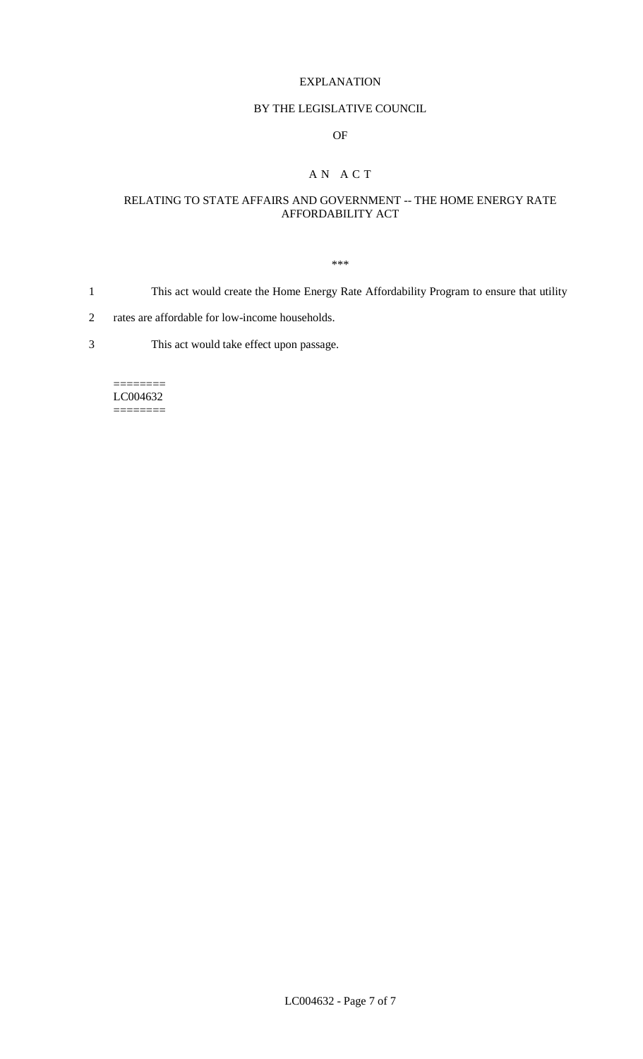EXPLANATION

BY THE LEGISLATIVE COUNCIL

OF

A N A C T

RELATING TO STATE AFFAIRS AND GOVERNMENT -- THE HOME ENERGY RATE AFFORDABILITY ACT

\*\*\*

This act would create the Home Energy Rate Affordability Program to ensure that utility rates are affordable for low-income households.

This act would take effect upon passage.

========
LC004632
========